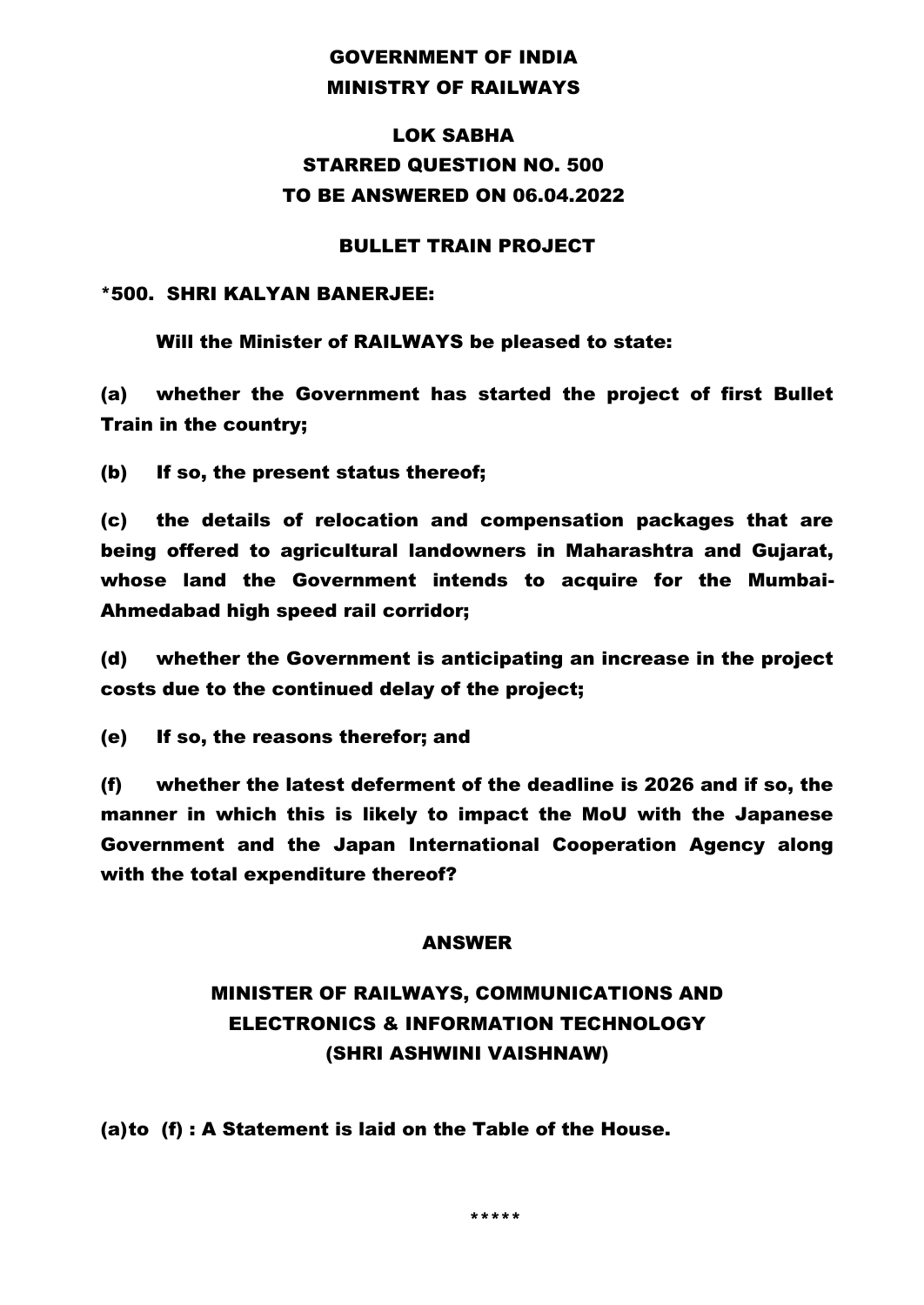**GOVERNMENT OF INDIA**
**MINISTRY OF RAILWAYS**

**LOK SABHA**
**STARRED QUESTION NO. 500**
**TO BE ANSWERED ON 06.04.2022**

**BULLET TRAIN PROJECT**

**\*500. SHRI KALYAN BANERJEE:**

**Will the Minister of RAILWAYS be pleased to state:**

**(a) whether the Government has started the project of first Bullet Train in the country;**

**(b) If so, the present status thereof;**

**(c) the details of relocation and compensation packages that are being offered to agricultural landowners in Maharashtra and Gujarat, whose land the Government intends to acquire for the Mumbai-Ahmedabad high speed rail corridor;**

**(d) whether the Government is anticipating an increase in the project costs due to the continued delay of the project;**

**(e) If so, the reasons therefor; and**

**(f) whether the latest deferment of the deadline is 2026 and if so, the manner in which this is likely to impact the MoU with the Japanese Government and the Japan International Cooperation Agency along with the total expenditure thereof?**

**ANSWER**

**MINISTER OF RAILWAYS, COMMUNICATIONS AND ELECTRONICS & INFORMATION TECHNOLOGY**
**(SHRI ASHWINI VAISHNAW)**

**(a)to (f) : A Statement is laid on the Table of the House.**

\*\*\*\*\*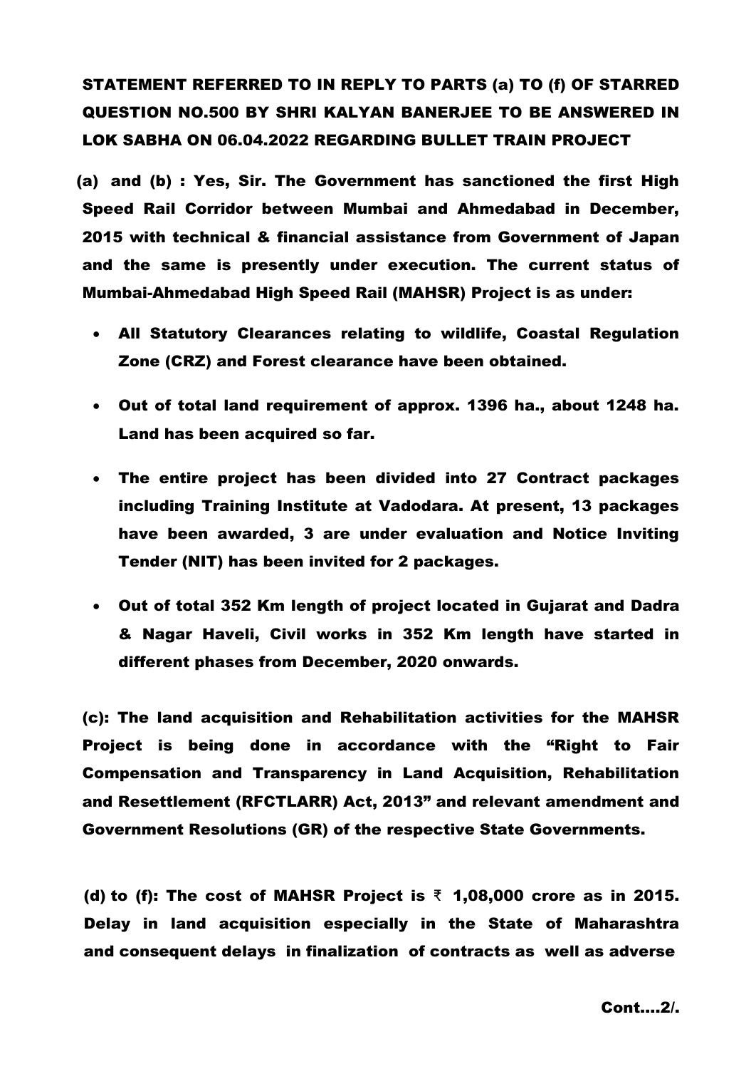**STATEMENT REFERRED TO IN REPLY TO PARTS (a) TO (f) OF STARRED QUESTION NO.500 BY SHRI KALYAN BANERJEE TO BE ANSWERED IN LOK SABHA ON 06.04.2022 REGARDING BULLET TRAIN PROJECT**

**(a) and (b) : Yes, Sir. The Government has sanctioned the first High Speed Rail Corridor between Mumbai and Ahmedabad in December, 2015 with technical & financial assistance from Government of Japan and the same is presently under execution. The current status of Mumbai-Ahmedabad High Speed Rail (MAHSR) Project is as under:**

- **All Statutory Clearances relating to wildlife, Coastal Regulation Zone (CRZ) and Forest clearance have been obtained.**
- **Out of total land requirement of approx. 1396 ha., about 1248 ha. Land has been acquired so far.**
- **The entire project has been divided into 27 Contract packages including Training Institute at Vadodara. At present, 13 packages have been awarded, 3 are under evaluation and Notice Inviting Tender (NIT) has been invited for 2 packages.**
- **Out of total 352 Km length of project located in Gujarat and Dadra & Nagar Haveli, Civil works in 352 Km length have started in different phases from December, 2020 onwards.**

**(c): The land acquisition and Rehabilitation activities for the MAHSR Project is being done in accordance with the "Right to Fair Compensation and Transparency in Land Acquisition, Rehabilitation and Resettlement (RFCTLARR) Act, 2013" and relevant amendment and Government Resolutions (GR) of the respective State Governments.**

**(d) to (f): The cost of MAHSR Project is ₹ 1,08,000 crore as in 2015. Delay in land acquisition especially in the State of Maharashtra and consequent delays in finalization of contracts as well as adverse**

**Cont....2/.**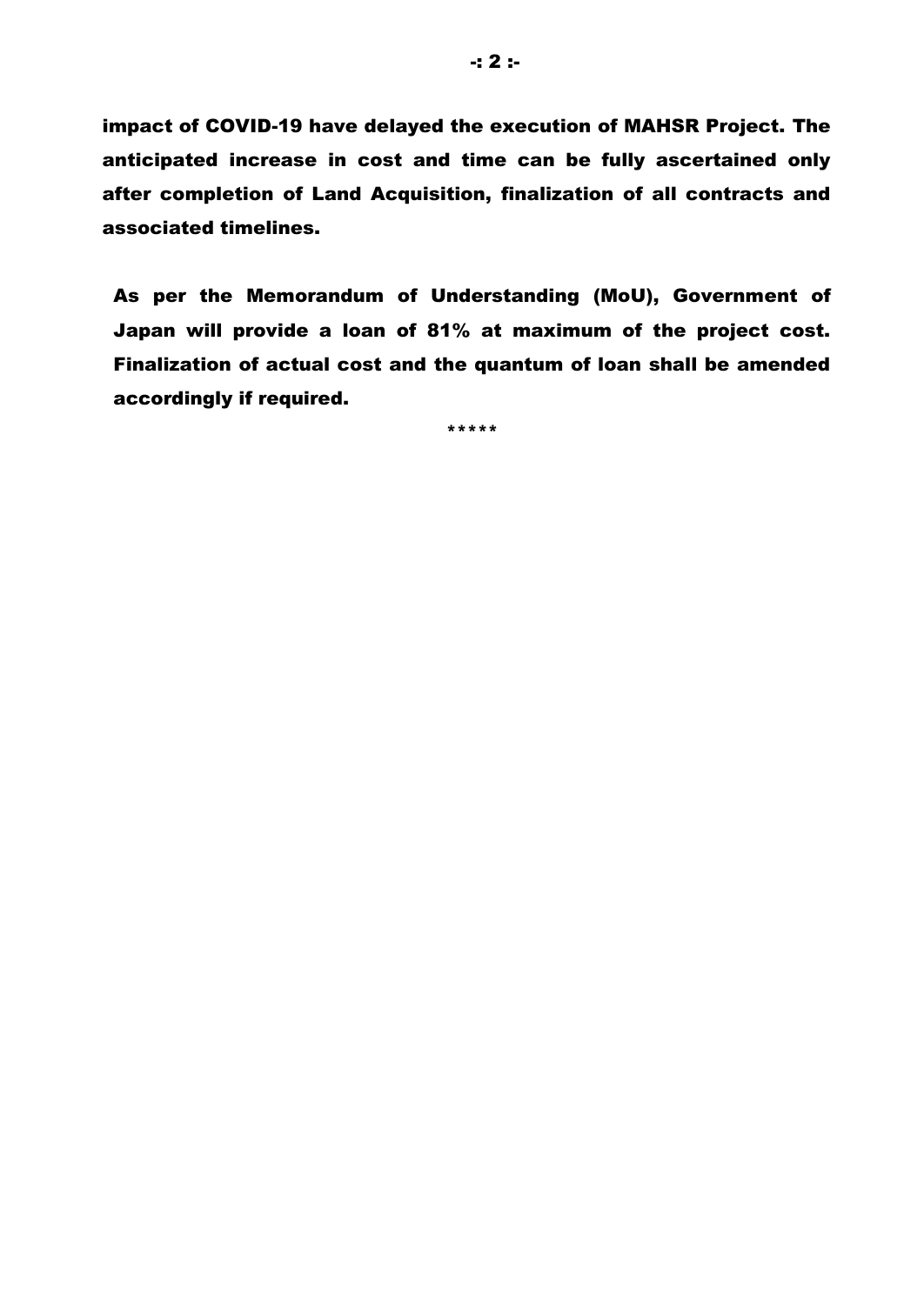**impact of COVID-19 have delayed the execution of MAHSR Project. The anticipated increase in cost and time can be fully ascertained only after completion of Land Acquisition, finalization of all contracts and associated timelines.**

**As per the Memorandum of Understanding (MoU), Government of Japan will provide a loan of 81% at maximum of the project cost. Finalization of actual cost and the quantum of loan shall be amended accordingly if required.**

*****